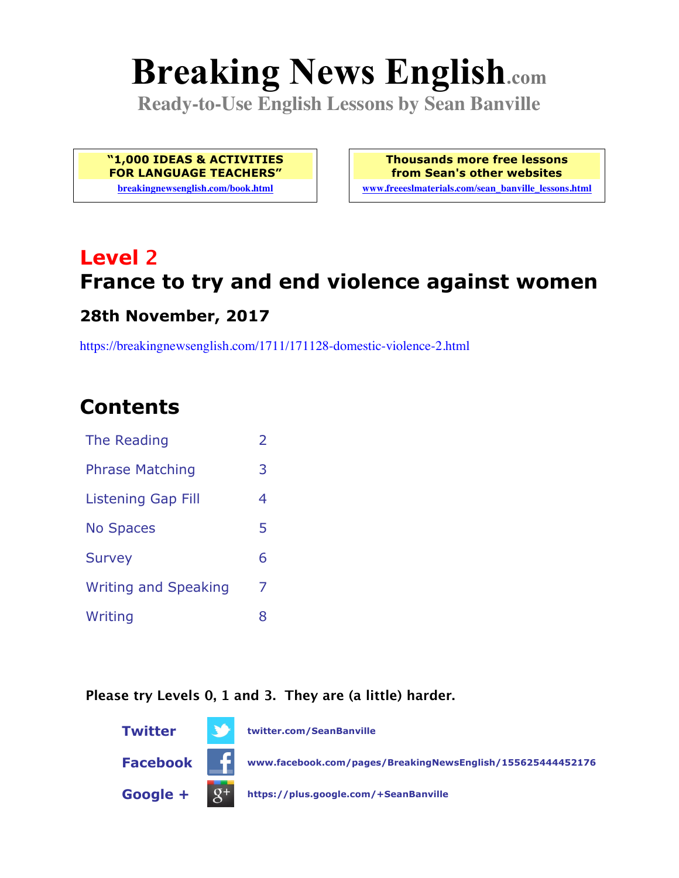# Breaking News English.com

**Ready-to-Use English Lessons by Sean Banville**

**"1,000 IDEAS & ACTIVITIES FOR LANGUAGE TEACHERS"**
breakingnewsenglish.com/book.html

**Thousands more free lessons from Sean's other websites**
www.freeeslmaterials.com/sean_banville_lessons.html

## Level 2

## France to try and end violence against women

### 28th November, 2017

https://breakingnewsenglish.com/1711/171128-domestic-violence-2.html

## Contents

| | |
|---|---|
| The Reading | 2 |
| Phrase Matching | 3 |
| Listening Gap Fill | 4 |
| No Spaces | 5 |
| Survey | 6 |
| Writing and Speaking | 7 |
| Writing | 8 |

**Please try Levels 0, 1 and 3. They are (a little) harder.**

**Twitter** twitter.com/SeanBanville

**Facebook** www.facebook.com/pages/BreakingNewsEnglish/155625444452176

**Google +** https://plus.google.com/+SeanBanville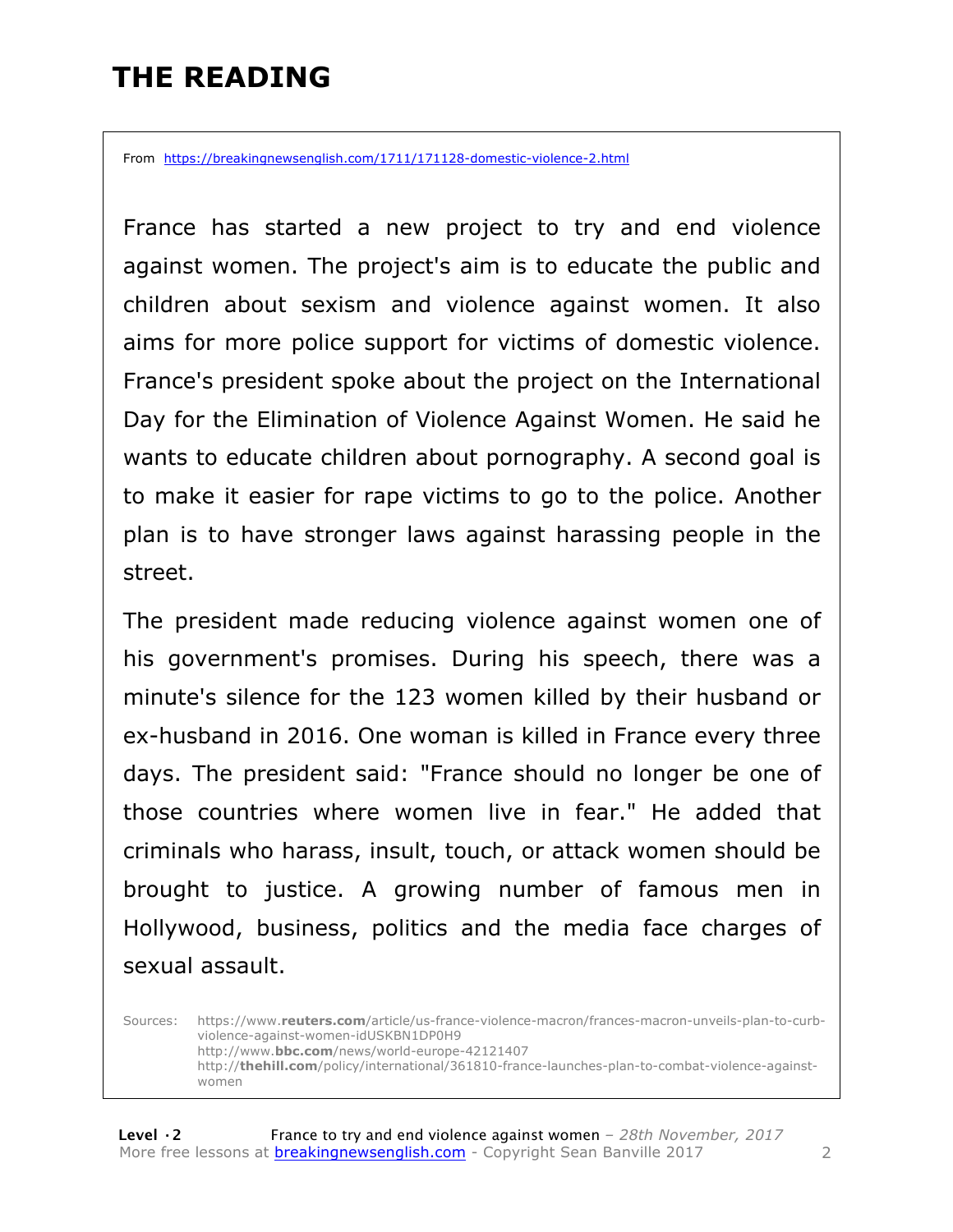# THE READING

From https://breakingnewsenglish.com/1711/171128-domestic-violence-2.html

France has started a new project to try and end violence against women. The project's aim is to educate the public and children about sexism and violence against women. It also aims for more police support for victims of domestic violence. France's president spoke about the project on the International Day for the Elimination of Violence Against Women. He said he wants to educate children about pornography. A second goal is to make it easier for rape victims to go to the police. Another plan is to have stronger laws against harassing people in the street.

The president made reducing violence against women one of his government's promises. During his speech, there was a minute's silence for the 123 women killed by their husband or ex-husband in 2016. One woman is killed in France every three days. The president said: "France should no longer be one of those countries where women live in fear." He added that criminals who harass, insult, touch, or attack women should be brought to justice. A growing number of famous men in Hollywood, business, politics and the media face charges of sexual assault.

Sources: https://www.**reuters.com**/article/us-france-violence-macron/frances-macron-unveils-plan-to-curb-violence-against-women-idUSKBN1DP0H9
http://www.**bbc.com**/news/world-europe-42121407
http://**thehill.com**/policy/international/361810-france-launches-plan-to-combat-violence-against-women

**Level · 2** France to try and end violence against women – *28th November, 2017*
More free lessons at breakingnewsenglish.com - Copyright Sean Banville 2017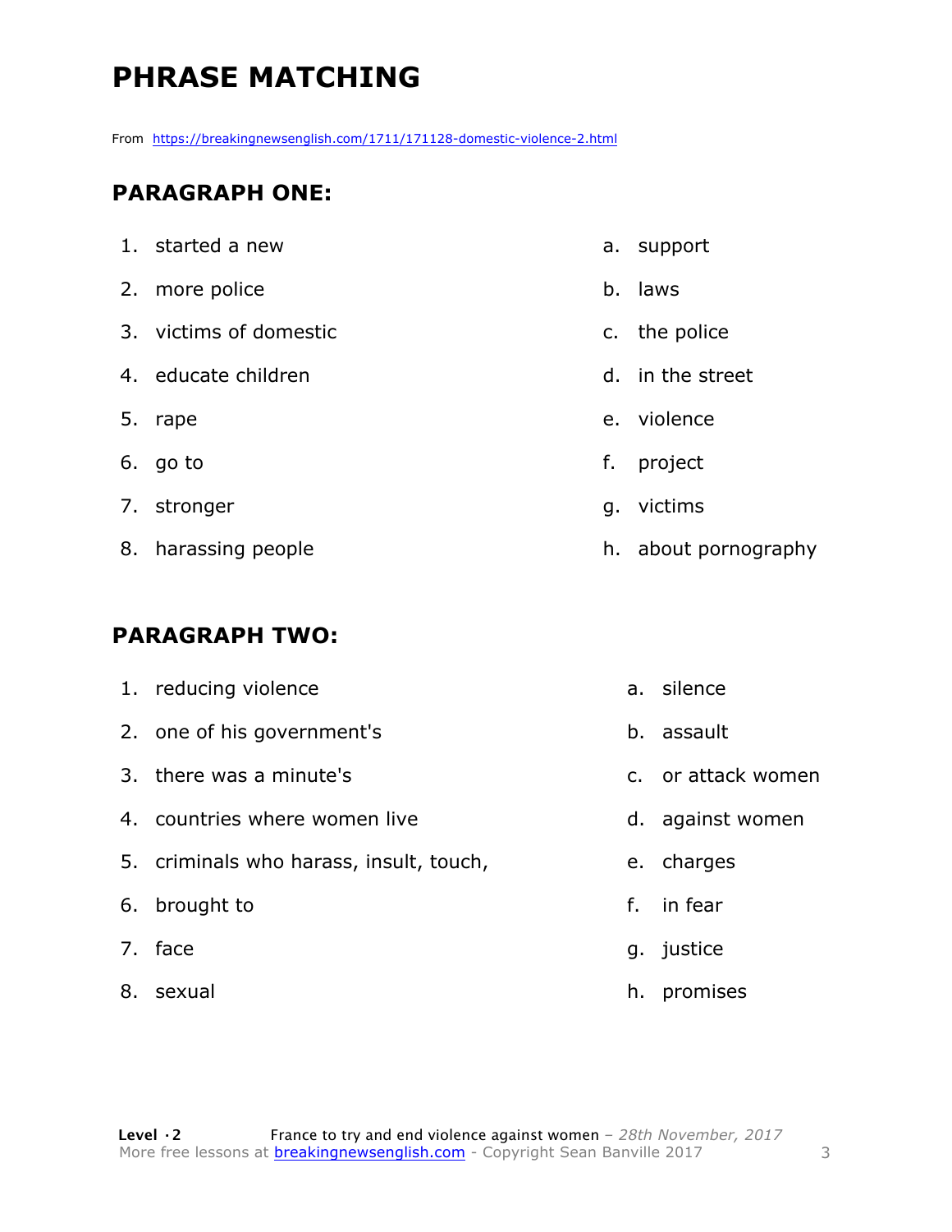# PHRASE MATCHING

From https://breakingnewsenglish.com/1711/171128-domestic-violence-2.html

## PARAGRAPH ONE:

| | |
|---|---|
| 1. started a new | a. support |
| 2. more police | b. laws |
| 3. victims of domestic | c. the police |
| 4. educate children | d. in the street |
| 5. rape | e. violence |
| 6. go to | f. project |
| 7. stronger | g. victims |
| 8. harassing people | h. about pornography |

## PARAGRAPH TWO:

| | |
|---|---|
| 1. reducing violence | a. silence |
| 2. one of his government's | b. assault |
| 3. there was a minute's | c. or attack women |
| 4. countries where women live | d. against women |
| 5. criminals who harass, insult, touch, | e. charges |
| 6. brought to | f. in fear |
| 7. face | g. justice |
| 8. sexual | h. promises |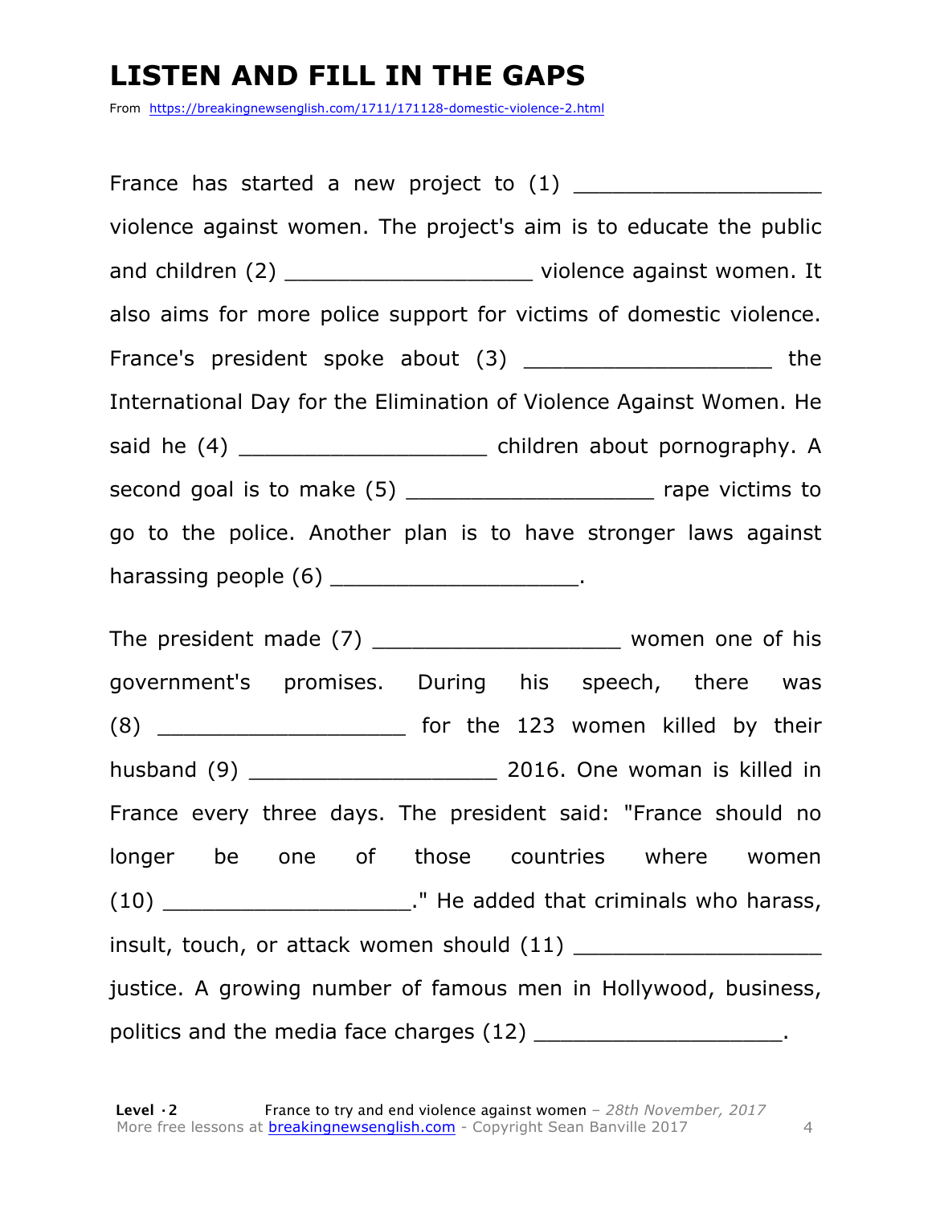# LISTEN AND FILL IN THE GAPS

From https://breakingnewsenglish.com/1711/171128-domestic-violence-2.html

France has started a new project to (1) ___________________ violence against women. The project's aim is to educate the public and children (2) ___________________ violence against women. It also aims for more police support for victims of domestic violence. France's president spoke about (3) ___________________ the International Day for the Elimination of Violence Against Women. He said he (4) ___________________ children about pornography. A second goal is to make (5) ___________________ rape victims to go to the police. Another plan is to have stronger laws against harassing people (6) ___________________.

The president made (7) ___________________ women one of his government's promises. During his speech, there was (8) ___________________ for the 123 women killed by their husband (9) ___________________ 2016. One woman is killed in France every three days. The president said: "France should no longer be one of those countries where women (10) ___________________." He added that criminals who harass, insult, touch, or attack women should (11) ___________________ justice. A growing number of famous men in Hollywood, business, politics and the media face charges (12) ___________________.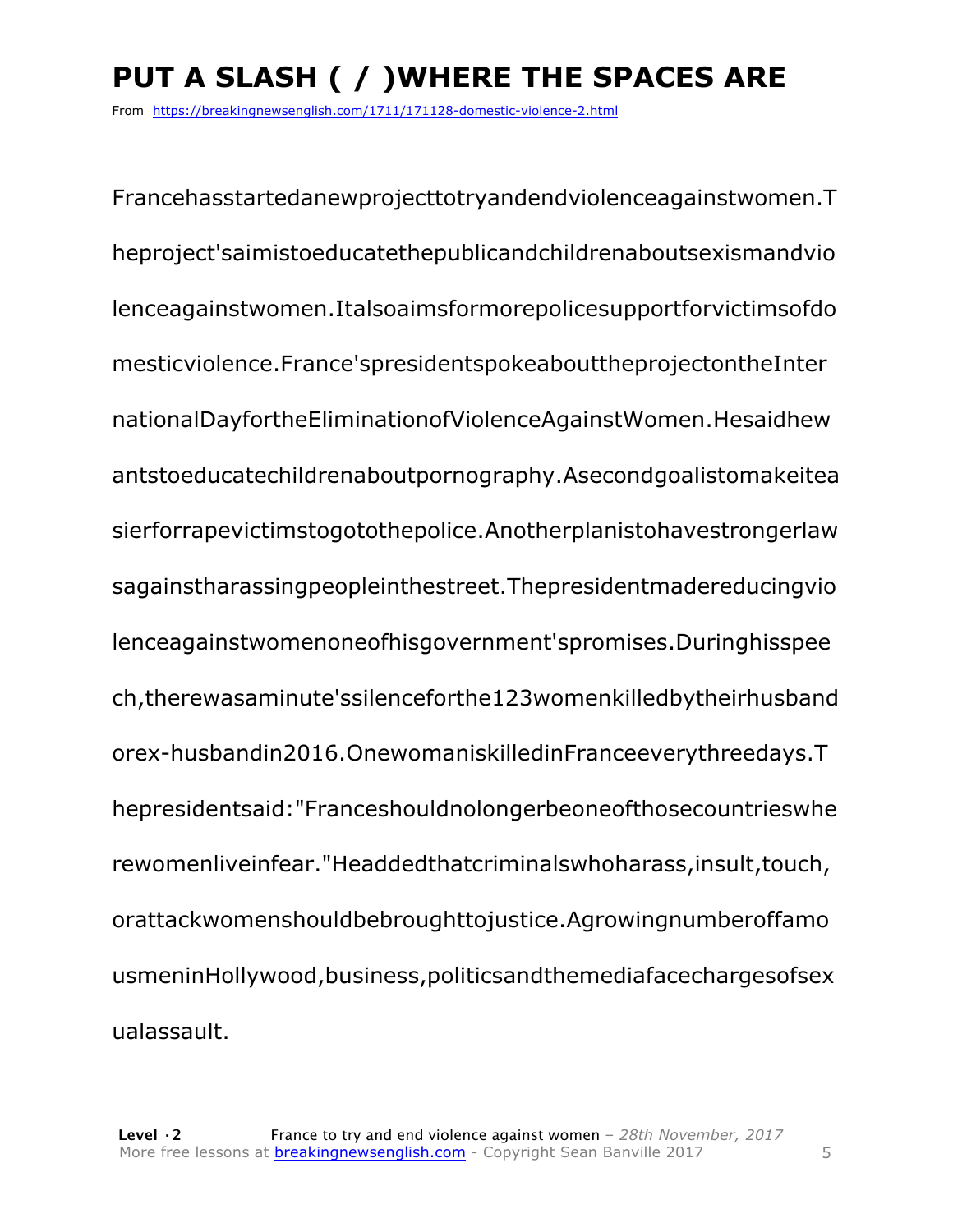# PUT A SLASH ( / )WHERE THE SPACES ARE

From https://breakingnewsenglish.com/1711/171128-domestic-violence-2.html

Francehasstartedanewprojecttotryandendviolenceagainstwomen.T
heproject'saimistoeducatethepublicandchildrenaboutsexismandvio
lenceagainstwomen.Italsoaimsformorepolicesupportforvictimsofdo
mesticviolence.France'spresidentspokeabouttheprojectontheInter
nationalDayfortheEliminationofViolenceAgainstWomen.Hesaidhew
antstoeducatechildrenaboutpornography.Asecondgoalistomakeitea
sierforrapevictimstogotothepolice.Anotherplanistohavestrongerlaw
sagainstharassingpeopleinthestreet.Thepresidentmadereducingvio
lenceagainstwomenoneofhisgovernment'spromises.Duringhisspee
ch,therewasaminute'ssilenceforthe123womenkilledbytheirhusband
orex-husbandin2016.OnewomaniskilledinFranceeverythreedays.T
hepresidentsaid:"Franceshouldnolongerbeoneofthosecountrieswhe
rewomenliveinfear."Headdedthatcriminalswhoharass,insult,touch,
orattackwomenshouldbebroughttojustice.Agrowingnumberoffamo
usmeninHollywood,business,politicsandthemediafacechargesofsex
ualassault.

**Level · 2** France to try and end violence against women – *28th November, 2017*
More free lessons at breakingnewsenglish.com - Copyright Sean Banville 2017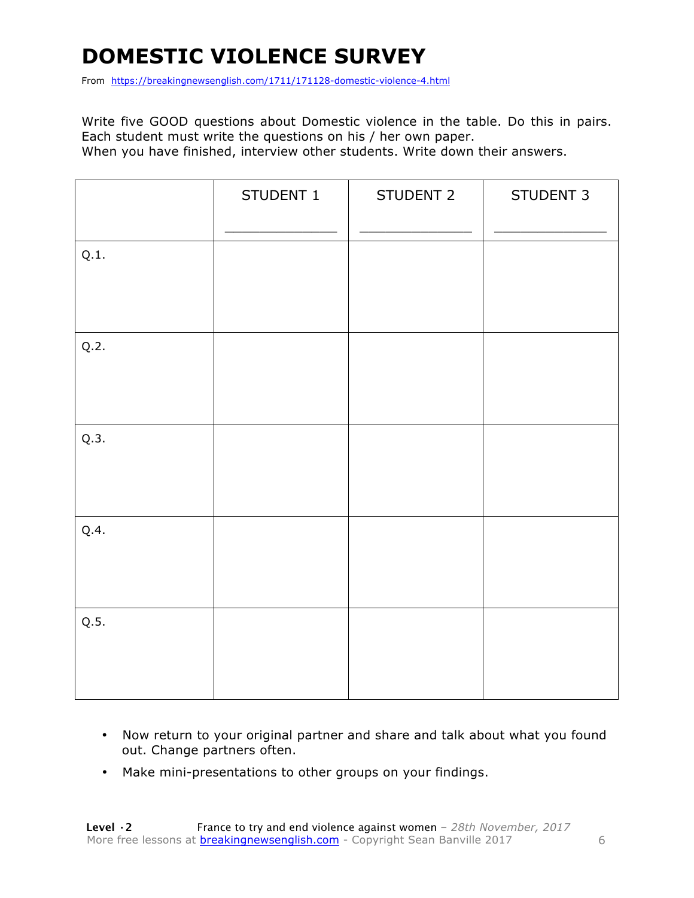# DOMESTIC VIOLENCE SURVEY

From https://breakingnewsenglish.com/1711/171128-domestic-violence-4.html

Write five GOOD questions about Domestic violence in the table. Do this in pairs. Each student must write the questions on his / her own paper.
When you have finished, interview other students. Write down their answers.

| | STUDENT 1<br>_____________ | STUDENT 2<br>_____________ | STUDENT 3<br>_____________ |
|---|---|---|---|
| Q.1. | | | |
| Q.2. | | | |
| Q.3. | | | |
| Q.4. | | | |
| Q.5. | | | |

- Now return to your original partner and share and talk about what you found out. Change partners often.
- Make mini-presentations to other groups on your findings.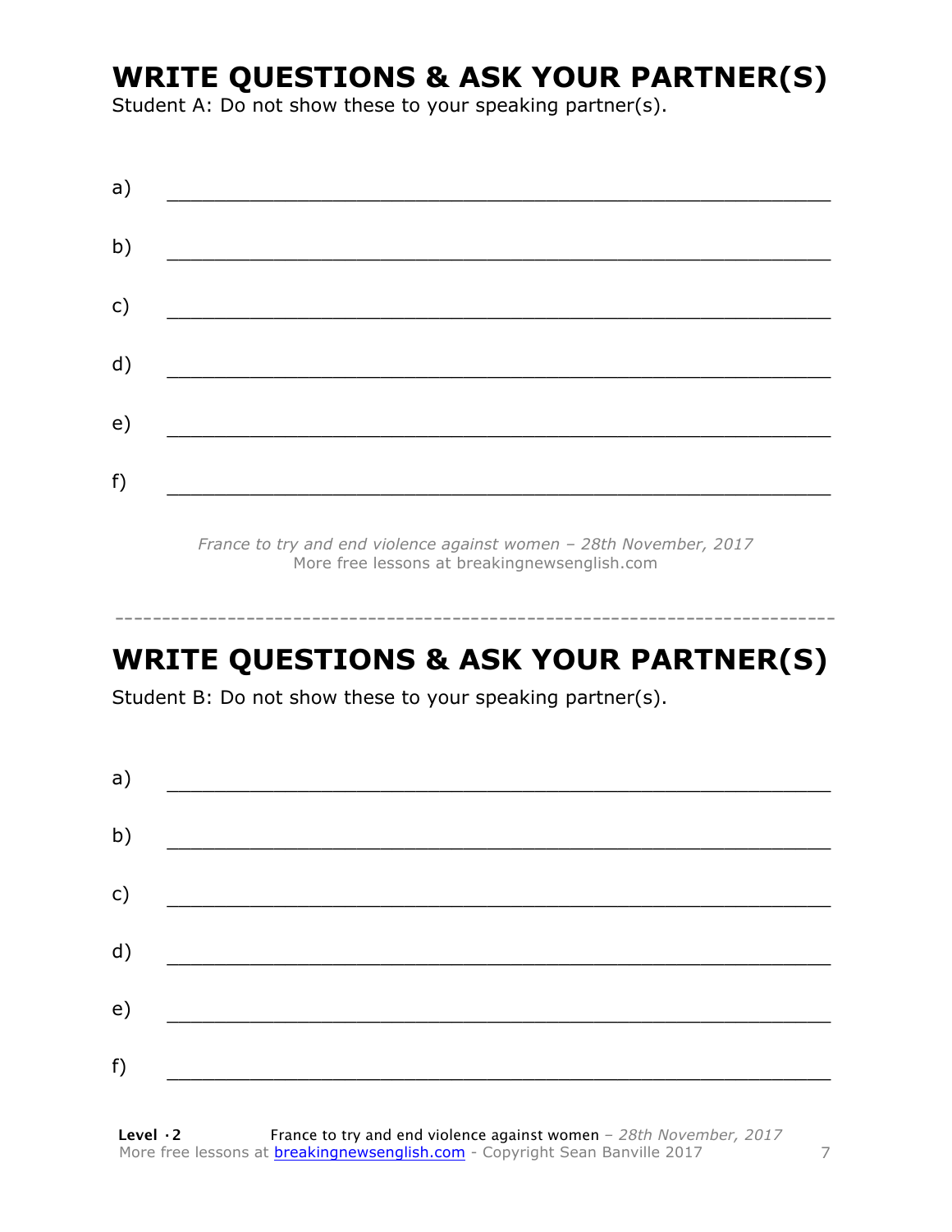## WRITE QUESTIONS & ASK YOUR PARTNER(S)

Student A: Do not show these to your speaking partner(s).

a) ___________________________________________________________

b) ___________________________________________________________

c) ___________________________________________________________

d) ___________________________________________________________

e) ___________________________________________________________

f) ___________________________________________________________

*France to try and end violence against women – 28th November, 2017*
More free lessons at breakingnewsenglish.com

---

## WRITE QUESTIONS & ASK YOUR PARTNER(S)

Student B: Do not show these to your speaking partner(s).

a) ___________________________________________________________

b) ___________________________________________________________

c) ___________________________________________________________

d) ___________________________________________________________

e) ___________________________________________________________

f) ___________________________________________________________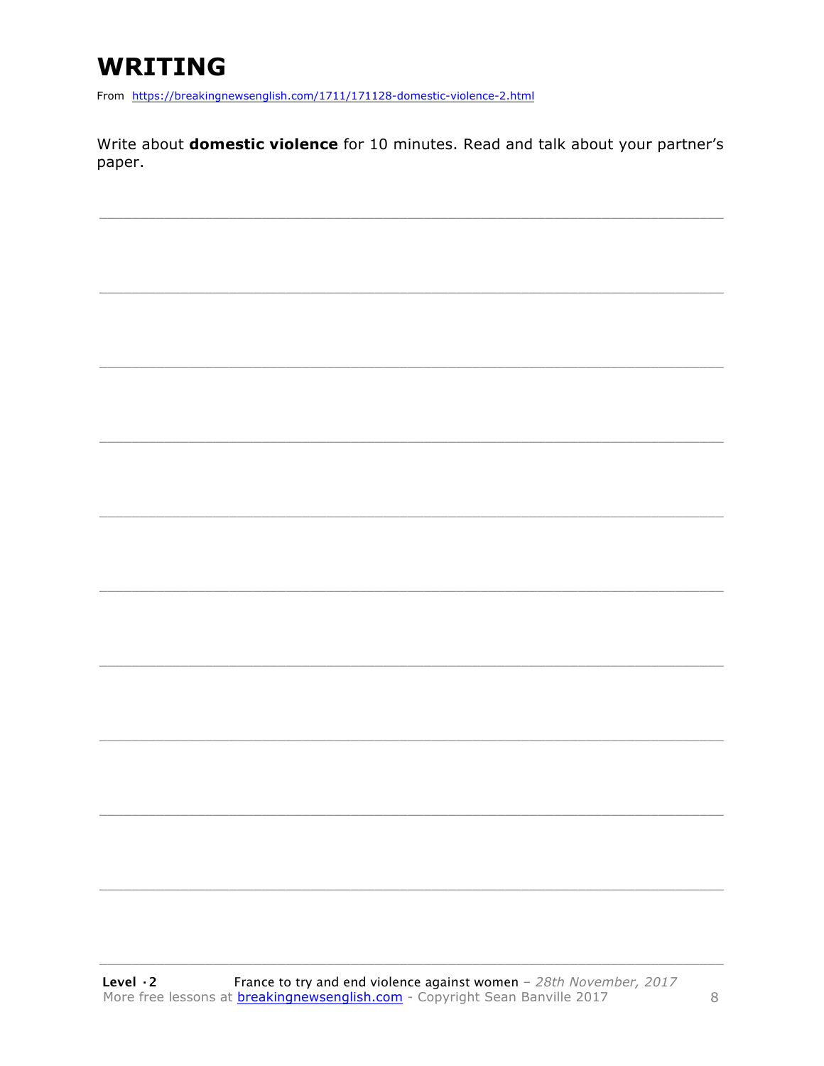# WRITING

From https://breakingnewsenglish.com/1711/171128-domestic-violence-2.html

Write about **domestic violence** for 10 minutes. Read and talk about your partner's paper.

___________________________________________________________________________

___________________________________________________________________________

___________________________________________________________________________

___________________________________________________________________________

___________________________________________________________________________

___________________________________________________________________________

___________________________________________________________________________

___________________________________________________________________________

___________________________________________________________________________

___________________________________________________________________________